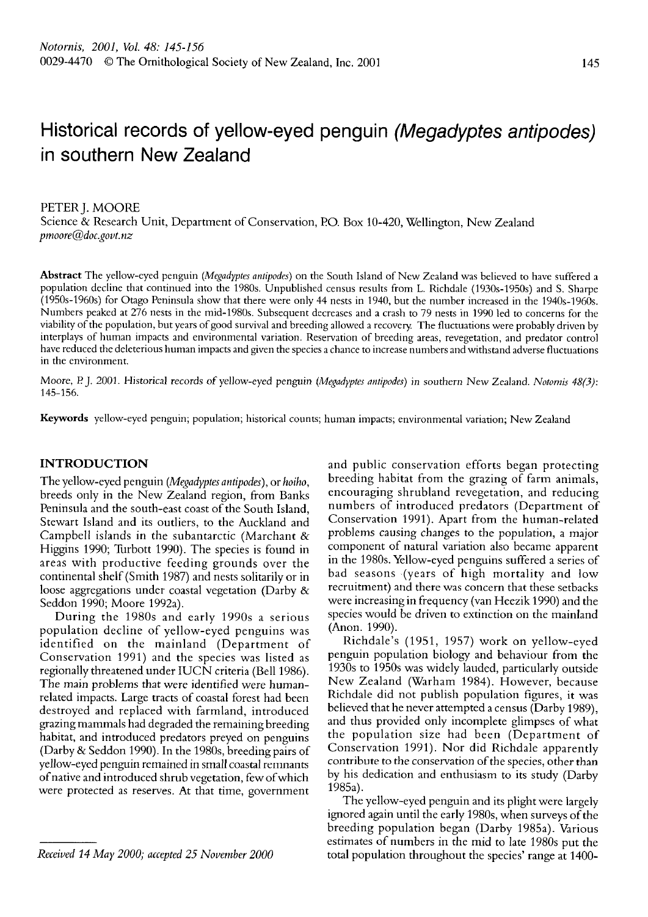# Historical records of yellow-eyed penguin *(Megadyptes antipodes)* in southern New Zealand

PETER J. MOORE

Science & Research Unit, Department of Conservation, P.O. Box 10-420, Wellington, New Zealand
*pmoore@doc.govt.nz*

**Abstract** The yellow-eyed penguin (*Megadyptes antipodes*) on the South Island of New Zealand was believed to have suffered a population decline that continued into the 1980s. Unpublished census results from L. Richdale (1930s-1950s) and S. Sharpe (1950s-1960s) for Otago Peninsula show that there were only 44 nests in 1940, but the number increased in the 1940s-1960s. Numbers peaked at 276 nests in the mid-1980s. Subsequent decreases and a crash to 79 nests in 1990 led to concerns for the viability of the population, but years of good survival and breeding allowed a recovery. The fluctuations were probably driven by interplays of human impacts and environmental variation. Reservation of breeding areas, revegetation, and predator control have reduced the deleterious human impacts and given the species a chance to increase numbers and withstand adverse fluctuations in the environment.

Moore, P. J. 2001. Historical records of yellow-eyed penguin (*Megadyptes antipodes*) in southern New Zealand. *Notornis 48(3)*: 145-156.

**Keywords** yellow-eyed penguin; population; historical counts; human impacts; environmental variation; New Zealand

## INTRODUCTION

The yellow-eyed penguin (*Megadyptes antipodes*), or *hoiho*, breeds only in the New Zealand region, from Banks Peninsula and the south-east coast of the South Island, Stewart Island and its outliers, to the Auckland and Campbell islands in the subantarctic (Marchant & Higgins 1990; Turbott 1990). The species is found in areas with productive feeding grounds over the continental shelf (Smith 1987) and nests solitarily or in loose aggregations under coastal vegetation (Darby & Seddon 1990; Moore 1992a).

During the 1980s and early 1990s a serious population decline of yellow-eyed penguins was identified on the mainland (Department of Conservation 1991) and the species was listed as regionally threatened under IUCN criteria (Bell 1986). The main problems that were identified were human-related impacts. Large tracts of coastal forest had been destroyed and replaced with farmland, introduced grazing mammals had degraded the remaining breeding habitat, and introduced predators preyed on penguins (Darby & Seddon 1990). In the 1980s, breeding pairs of yellow-eyed penguin remained in small coastal remnants of native and introduced shrub vegetation, few of which were protected as reserves. At that time, government and public conservation efforts began protecting breeding habitat from the grazing of farm animals, encouraging shrubland revegetation, and reducing numbers of introduced predators (Department of Conservation 1991). Apart from the human-related problems causing changes to the population, a major component of natural variation also became apparent in the 1980s. Yellow-eyed penguins suffered a series of bad seasons (years of high mortality and low recruitment) and there was concern that these setbacks were increasing in frequency (van Heezik 1990) and the species would be driven to extinction on the mainland (Anon. 1990).

Richdale's (1951, 1957) work on yellow-eyed penguin population biology and behaviour from the 1930s to 1950s was widely lauded, particularly outside New Zealand (Warham 1984). However, because Richdale did not publish population figures, it was believed that he never attempted a census (Darby 1989), and thus provided only incomplete glimpses of what the population size had been (Department of Conservation 1991). Nor did Richdale apparently contribute to the conservation of the species, other than by his dedication and enthusiasm to its study (Darby 1985a).

The yellow-eyed penguin and its plight were largely ignored again until the early 1980s, when surveys of the breeding population began (Darby 1985a). Various estimates of numbers in the mid to late 1980s put the total population throughout the species' range at 1400-

*Received 14 May 2000; accepted 25 November 2000*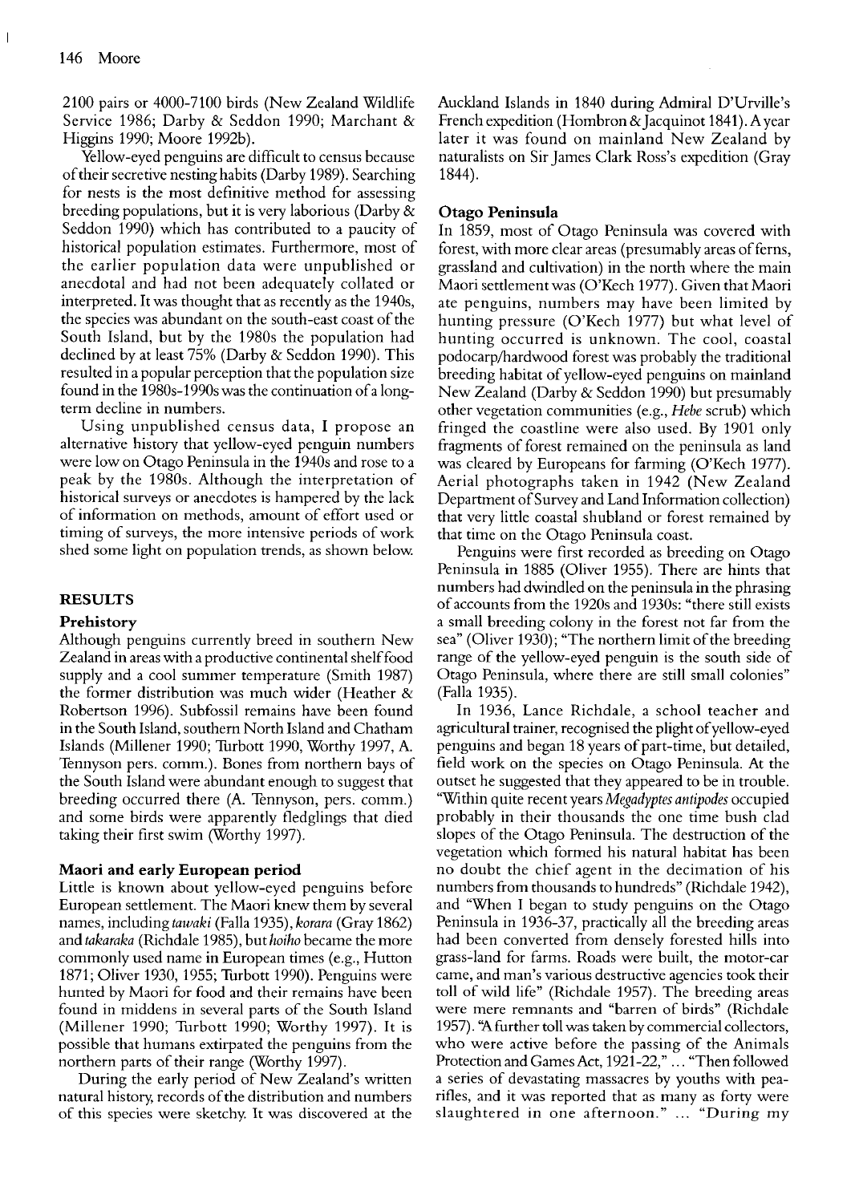2100 pairs or 4000-7100 birds (New Zealand Wildlife Service 1986; Darby & Seddon 1990; Marchant & Higgins 1990; Moore 1992b).

Yellow-eyed penguins are difficult to census because of their secretive nesting habits (Darby 1989). Searching for nests is the most definitive method for assessing breeding populations, but it is very laborious (Darby & Seddon 1990) which has contributed to a paucity of historical population estimates. Furthermore, most of the earlier population data were unpublished or anecdotal and had not been adequately collated or interpreted. It was thought that as recently as the 1940s, the species was abundant on the south-east coast of the South Island, but by the 1980s the population had declined by at least 75% (Darby & Seddon 1990). This resulted in a popular perception that the population size found in the 1980s-1990s was the continuation of a long-term decline in numbers.

Using unpublished census data, I propose an alternative history that yellow-eyed penguin numbers were low on Otago Peninsula in the 1940s and rose to a peak by the 1980s. Although the interpretation of historical surveys or anecdotes is hampered by the lack of information on methods, amount of effort used or timing of surveys, the more intensive periods of work shed some light on population trends, as shown below.

## RESULTS

### Prehistory

Although penguins currently breed in southern New Zealand in areas with a productive continental shelf food supply and a cool summer temperature (Smith 1987) the former distribution was much wider (Heather & Robertson 1996). Subfossil remains have been found in the South Island, southern North Island and Chatham Islands (Millener 1990; Turbott 1990, Worthy 1997, A. Tennyson pers. comm.). Bones from northern bays of the South Island were abundant enough to suggest that breeding occurred there (A. Tennyson, pers. comm.) and some birds were apparently fledglings that died taking their first swim (Worthy 1997).

### Maori and early European period

Little is known about yellow-eyed penguins before European settlement. The Maori knew them by several names, including *tawaki* (Falla 1935), *korara* (Gray 1862) and *takaraka* (Richdale 1985), but *hoiho* became the more commonly used name in European times (e.g., Hutton 1871; Oliver 1930, 1955; Turbott 1990). Penguins were hunted by Maori for food and their remains have been found in middens in several parts of the South Island (Millener 1990; Turbott 1990; Worthy 1997). It is possible that humans extirpated the penguins from the northern parts of their range (Worthy 1997).

During the early period of New Zealand's written natural history, records of the distribution and numbers of this species were sketchy. It was discovered at the Auckland Islands in 1840 during Admiral D'Urville's French expedition (Hombron & Jacquinot 1841). A year later it was found on mainland New Zealand by naturalists on Sir James Clark Ross's expedition (Gray 1844).

### Otago Peninsula

In 1859, most of Otago Peninsula was covered with forest, with more clear areas (presumably areas of ferns, grassland and cultivation) in the north where the main Maori settlement was (O'Kech 1977). Given that Maori ate penguins, numbers may have been limited by hunting pressure (O'Kech 1977) but what level of hunting occurred is unknown. The cool, coastal podocarp/hardwood forest was probably the traditional breeding habitat of yellow-eyed penguins on mainland New Zealand (Darby & Seddon 1990) but presumably other vegetation communities (e.g., *Hebe* scrub) which fringed the coastline were also used. By 1901 only fragments of forest remained on the peninsula as land was cleared by Europeans for farming (O'Kech 1977). Aerial photographs taken in 1942 (New Zealand Department of Survey and Land Information collection) that very little coastal shubland or forest remained by that time on the Otago Peninsula coast.

Penguins were first recorded as breeding on Otago Peninsula in 1885 (Oliver 1955). There are hints that numbers had dwindled on the peninsula in the phrasing of accounts from the 1920s and 1930s: "there still exists a small breeding colony in the forest not far from the sea" (Oliver 1930); "The northern limit of the breeding range of the yellow-eyed penguin is the south side of Otago Peninsula, where there are still small colonies" (Falla 1935).

In 1936, Lance Richdale, a school teacher and agricultural trainer, recognised the plight of yellow-eyed penguins and began 18 years of part-time, but detailed, field work on the species on Otago Peninsula. At the outset he suggested that they appeared to be in trouble. "Within quite recent years *Megadyptes antipodes* occupied probably in their thousands the one time bush clad slopes of the Otago Peninsula. The destruction of the vegetation which formed his natural habitat has been no doubt the chief agent in the decimation of his numbers from thousands to hundreds" (Richdale 1942), and "When I began to study penguins on the Otago Peninsula in 1936-37, practically all the breeding areas had been converted from densely forested hills into grass-land for farms. Roads were built, the motor-car came, and man's various destructive agencies took their toll of wild life" (Richdale 1957). The breeding areas were mere remnants and "barren of birds" (Richdale 1957). "A further toll was taken by commercial collectors, who were active before the passing of the Animals Protection and Games Act, 1921-22," ... "Then followed a series of devastating massacres by youths with pea-rifles, and it was reported that as many as forty were slaughtered in one afternoon." ... "During my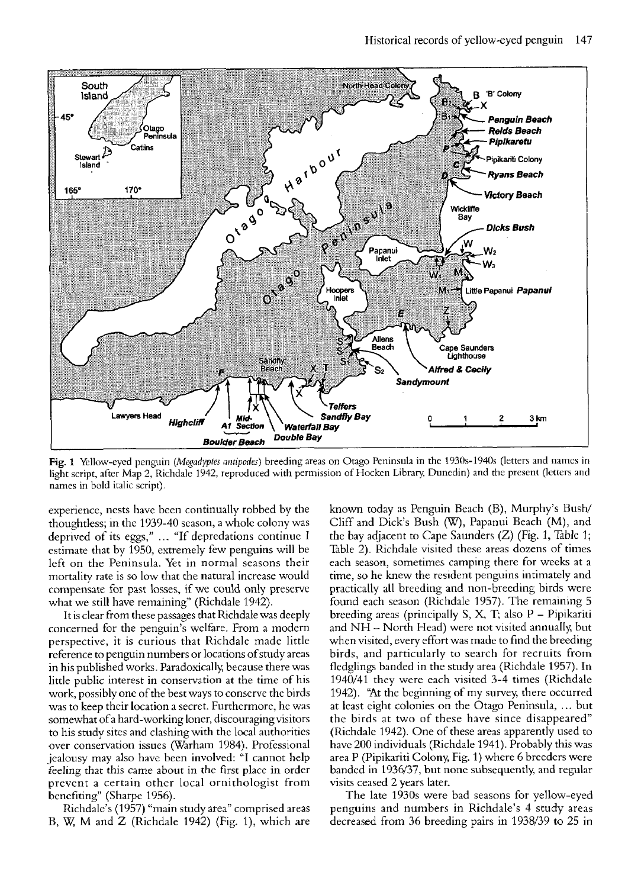Fig. 1 Yellow-eyed penguin (*Megadyptes antipodes*) breeding areas on Otago Peninsula in the 1930s-1940s (letters and names in light script, after Map 2, Richdale 1942, reproduced with permission of Hocken Library, Dunedin) and the present (letters and names in bold italic script).

experience, nests have been continually robbed by the thoughtless; in the 1939-40 season, a whole colony was deprived of its eggs," ... "If depredations continue I estimate that by 1950, extremely few penguins will be left on the Peninsula. Yet in normal seasons their mortality rate is so low that the natural increase would compensate for past losses, if we could only preserve what we still have remaining" (Richdale 1942).

It is clear from these passages that Richdale was deeply concerned for the penguin's welfare. From a modern perspective, it is curious that Richdale made little reference to penguin numbers or locations of study areas in his published works. Paradoxically, because there was little public interest in conservation at the time of his work, possibly one of the best ways to conserve the birds was to keep their location a secret. Furthermore, he was somewhat of a hard-working loner, discouraging visitors to his study sites and clashing with the local authorities over conservation issues (Warham 1984). Professional jealousy may also have been involved: "I cannot help feeling that this came about in the first place in order prevent a certain other local ornithologist from benefiting" (Sharpe 1956).

Richdale's (1957) "main study area" comprised areas B, W, M and Z (Richdale 1942) (Fig. 1), which are known today as Penguin Beach (B), Murphy's Bush/Cliff and Dick's Bush (W), Papanui Beach (M), and the bay adjacent to Cape Saunders (Z) (Fig. 1, Table 1; Table 2). Richdale visited these areas dozens of times each season, sometimes camping there for weeks at a time, so he knew the resident penguins intimately and practically all breeding and non-breeding birds were found each season (Richdale 1957). The remaining 5 breeding areas (principally S, X, T; also P – Pipikariti and NH – North Head) were not visited annually, but when visited, every effort was made to find the breeding birds, and particularly to search for recruits from fledglings banded in the study area (Richdale 1957). In 1940/41 they were each visited 3-4 times (Richdale 1942). "At the beginning of my survey, there occurred at least eight colonies on the Otago Peninsula, ... but the birds at two of these have since disappeared" (Richdale 1942). One of these areas apparently used to have 200 individuals (Richdale 1941). Probably this was area P (Pipikariti Colony, Fig. 1) where 6 breeders were banded in 1936/37, but none subsequently, and regular visits ceased 2 years later.

The late 1930s were bad seasons for yellow-eyed penguins and numbers in Richdale's 4 study areas decreased from 36 breeding pairs in 1938/39 to 25 in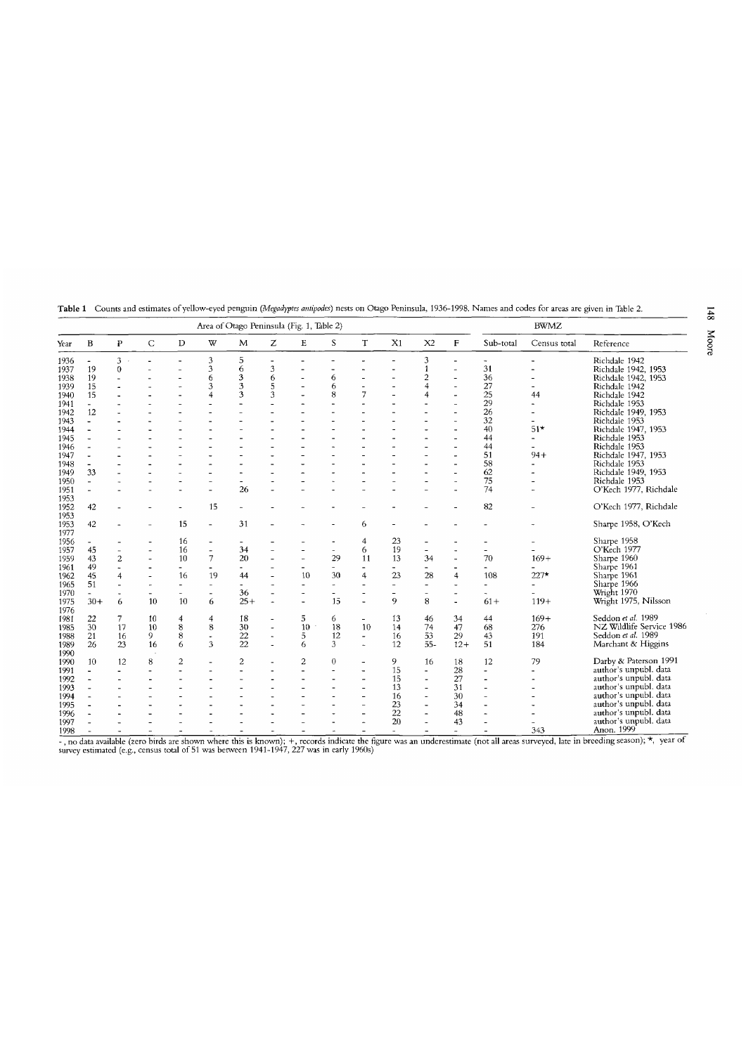**Table 1** Counts and estimates of yellow-eyed penguin (*Megadyptes antipodes*) nests on Otago Peninsula, 1936-1998. Names and codes for areas are given in Table 2.

| | Area of Otago Peninsula (Fig. 1, Table 2) | | | | | | | | | | | | | BWMZ | | |
|---|---|---|---|---|---|---|---|---|---|---|---|---|---|---|---|---|
| Year | B | P | C | D | W | M | Z | E | S | T | X1 | X2 | F | Sub-total | Census total | Reference |
| 1936 | - | 3 | - | - | 3 | 5 | - | - | - | - | - | 3 | - | - | - | Richdale 1942 |
| 1937 | 19 | 0 | - | - | 3 | 6 | 3 | - | - | - | - | 1 | - | 31 | - | Richdale 1942, 1953 |
| 1938 | 19 | - | - | - | 6 | 3 | 6 | - | 6 | - | - | 2 | - | 36 | - | Richdale 1942, 1953 |
| 1939 | 15 | - | - | - | 3 | 3 | 5 | - | 6 | - | - | 4 | - | 27 | - | Richdale 1942 |
| 1940 | 15 | - | - | - | 4 | 3 | 3 | - | 8 | 7 | - | 4 | - | 25 | 44 | Richdale 1942 |
| 1941 | - | - | - | - | - | - | - | - | - | - | - | - | - | 29 | - | Richdale 1953 |
| 1942 | 12 | - | - | - | - | - | - | - | - | - | - | - | - | 26 | - | Richdale 1949, 1953 |
| 1943 | - | - | - | - | - | - | - | - | - | - | - | - | - | 32 | - | Richdale 1953 |
| 1944 | - | - | - | - | - | - | - | - | - | - | - | - | - | 40 | 51* | Richdale 1947, 1953 |
| 1945 | - | - | - | - | - | - | - | - | - | - | - | - | - | 44 | - | Richdale 1953 |
| 1946 | - | - | - | - | - | - | - | - | - | - | - | - | - | 44 | - | Richdale 1953 |
| 1947 | - | - | - | - | - | - | - | - | - | - | - | - | - | 51 | 94+ | Richdale 1947, 1953 |
| 1948 | - | - | - | - | - | - | - | - | - | - | - | - | - | 58 | - | Richdale 1953 |
| 1949 | 33 | - | - | - | - | - | - | - | - | - | - | - | - | 62 | - | Richdale 1949, 1953 |
| 1950 | - | - | - | - | - | - | - | - | - | - | - | - | - | 75 | - | Richdale 1953 |
| 1951 | - | - | - | - | - | 26 | - | - | - | - | - | - | - | 74 | - | O'Kech 1977, Richdale 1953 |
| 1952 | 42 | - | - | - | 15 | - | - | - | - | - | - | - | - | 82 | - | O'Kech 1977, Richdale 1953 |
| 1953 | 42 | - | - | 15 | - | 31 | - | - | - | 6 | - | - | - | - | - | Sharpe 1958, O'Kech 1977 |
| 1956 | - | - | - | 16 | - | - | - | - | - | 4 | 23 | - | - | - | - | Sharpe 1958 |
| 1957 | 45 | - | - | 16 | - | 34 | - | - | - | 6 | 19 | - | - | - | - | O'Kech 1977 |
| 1959 | 43 | 2 | - | 10 | 7 | 20 | - | - | 29 | 11 | 13 | 34 | - | 70 | 169+ | Sharpe 1960 |
| 1961 | 49 | - | - | - | - | - | - | - | - | - | - | - | - | - | - | Sharpe 1961 |
| 1962 | 45 | 4 | - | 16 | 19 | 44 | - | 10 | 30 | 4 | 23 | 28 | 4 | 108 | 227* | Sharpe 1961 |
| 1965 | 51 | - | - | - | - | - | - | - | - | - | - | - | - | - | - | Sharpe 1966 |
| 1970 | - | - | - | - | - | 36 | - | - | - | - | - | - | - | - | - | Wright 1970 |
| 1975 | 30+ | 6 | 10 | 10 | 6 | 25+ | - | - | 15 | - | 9 | 8 | - | 61+ | 119+ | Wright 1975, Nilsson 1976 |
| 1981 | 22 | 7 | 10 | 4 | 4 | 18 | - | 5 | 6 | - | 13 | 46 | 34 | 44 | 169+ | Seddon *et al.* 1989 |
| 1985 | 30 | 17 | 10 | 8 | 8 | 30 | - | 10 | 18 | 10 | 14 | 74 | 47 | 68 | 276 | NZ Wildlife Service 1986 |
| 1988 | 21 | 16 | 9 | 8 | - | 22 | - | 5 | 12 | - | 16 | 53 | 29 | 43 | 191 | Seddon *et al.* 1989 |
| 1989 | 26 | 23 | 16 | 6 | 3 | 22 | - | 6 | 3 | - | 12 | 55- | 12+ | 51 | 184 | Marchant & Higgins 1990 |
| 1990 | 10 | 12 | 8 | 2 | - | 2 | - | 2 | 0 | - | 9 | 16 | 18 | 12 | 79 | Darby & Paterson 1991 |
| 1991 | - | - | - | - | - | - | - | - | - | - | 15 | - | 28 | - | - | author's unpubl. data |
| 1992 | - | - | - | - | - | - | - | - | - | - | 15 | - | 27 | - | - | author's unpubl. data |
| 1993 | - | - | - | - | - | - | - | - | - | - | 13 | - | 31 | - | - | author's unpubl. data |
| 1994 | - | - | - | - | - | - | - | - | - | - | 16 | - | 30 | - | - | author's unpubl. data |
| 1995 | - | - | - | - | - | - | - | - | - | - | 23 | - | 34 | - | - | author's unpubl. data |
| 1996 | - | - | - | - | - | - | - | - | - | - | 22 | - | 48 | - | - | author's unpubl. data |
| 1997 | - | - | - | - | - | - | - | - | - | - | 20 | - | 43 | - | - | author's unpubl. data |
| 1998 | - | - | - | - | - | - | - | - | - | - | - | - | - | - | 343 | Anon. 1999 |

-, no data available (zero birds are shown where this is known); +, records indicate the figure was an underestimate (not all areas surveyed, late in breeding season); *, year of survey estimated (e.g., census total of 51 was between 1941-1947, 227 was in early 1960s)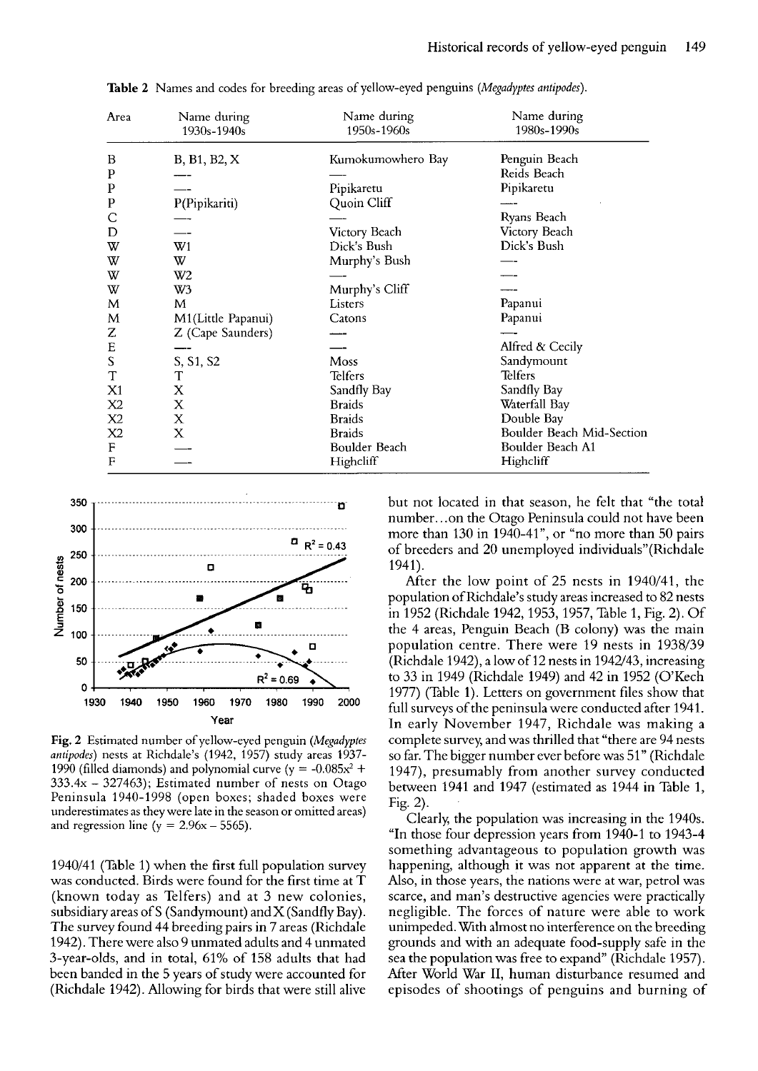**Table 2** Names and codes for breeding areas of yellow-eyed penguins (*Megadyptes antipodes*).

| Area | Name during 1930s-1940s | Name during 1950s-1960s | Name during 1980s-1990s |
|---|---|---|---|
| B | B, B1, B2, X | Kumokumowhero Bay | Penguin Beach |
| P | — | — | Reids Beach |
| P | — | Pipikaretu | Pipikaretu |
| P | P(Pipikariti) | Quoin Cliff | — |
| C | — | — | Ryans Beach |
| D | — | Victory Beach | Victory Beach |
| W | W1 | Dick's Bush | Dick's Bush |
| W | W | Murphy's Bush | — |
| W | W2 | — | — |
| W | W3 | Murphy's Cliff | — |
| M | M | Listers | Papanui |
| M | M1(Little Papanui) | Catons | Papanui |
| Z | Z (Cape Saunders) | — | — |
| E | — | — | Alfred & Cecily |
| S | S, S1, S2 | Moss | Sandymount |
| T | T | Telfers | Telfers |
| X1 | X | Sandfly Bay | Sandfly Bay |
| X2 | X | Braids | Waterfall Bay |
| X2 | X | Braids | Double Bay |
| X2 | X | Braids | Boulder Beach Mid-Section |
| F | — | Boulder Beach | Boulder Beach A1 |
| F | — | Highcliff | Highcliff |

**Fig. 2** Estimated number of yellow-eyed penguin (*Megadyptes antipodes*) nests at Richdale's (1942, 1957) study areas 1937-1990 (filled diamonds) and polynomial curve ($y = -0.085x^2 + 333.4x - 327463$); Estimated number of nests on Otago Peninsula 1940-1998 (open boxes; shaded boxes were underestimates as they were late in the season or omitted areas) and regression line ($y = 2.96x - 5565$).

1940/41 (Table 1) when the first full population survey was conducted. Birds were found for the first time at T (known today as Telfers) and at 3 new colonies, subsidiary areas of S (Sandymount) and X (Sandfly Bay). The survey found 44 breeding pairs in 7 areas (Richdale 1942). There were also 9 unmated adults and 4 unmated 3-year-olds, and in total, 61% of 158 adults that had been banded in the 5 years of study were accounted for (Richdale 1942). Allowing for birds that were still alive but not located in that season, he felt that "the total number...on the Otago Peninsula could not have been more than 130 in 1940-41", or "no more than 50 pairs of breeders and 20 unemployed individuals"(Richdale 1941).

After the low point of 25 nests in 1940/41, the population of Richdale's study areas increased to 82 nests in 1952 (Richdale 1942, 1953, 1957, Table 1, Fig. 2). Of the 4 areas, Penguin Beach (B colony) was the main population centre. There were 19 nests in 1938/39 (Richdale 1942), a low of 12 nests in 1942/43, increasing to 33 in 1949 (Richdale 1949) and 42 in 1952 (O'Kech 1977) (Table 1). Letters on government files show that full surveys of the peninsula were conducted after 1941. In early November 1947, Richdale was making a complete survey, and was thrilled that "there are 94 nests so far. The bigger number ever before was 51" (Richdale 1947), presumably from another survey conducted between 1941 and 1947 (estimated as 1944 in Table 1, Fig. 2).

Clearly, the population was increasing in the 1940s. "In those four depression years from 1940-1 to 1943-4 something advantageous to population growth was happening, although it was not apparent at the time. Also, in those years, the nations were at war, petrol was scarce, and man's destructive agencies were practically negligible. The forces of nature were able to work unimpeded. With almost no interference on the breeding grounds and with an adequate food-supply safe in the sea the population was free to expand" (Richdale 1957). After World War II, human disturbance resumed and episodes of shootings of penguins and burning of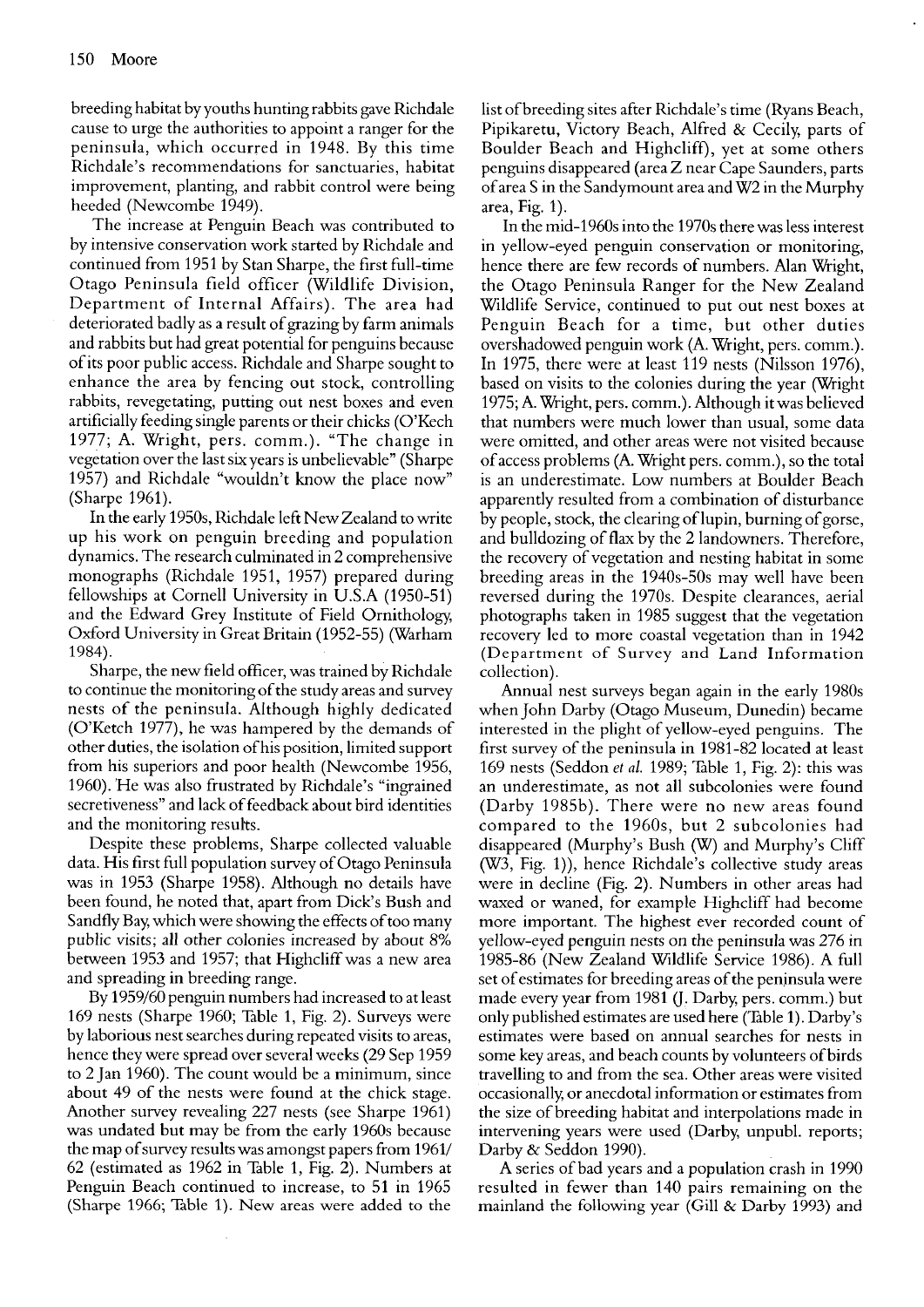breeding habitat by youths hunting rabbits gave Richdale cause to urge the authorities to appoint a ranger for the peninsula, which occurred in 1948. By this time Richdale's recommendations for sanctuaries, habitat improvement, planting, and rabbit control were being heeded (Newcombe 1949).

The increase at Penguin Beach was contributed to by intensive conservation work started by Richdale and continued from 1951 by Stan Sharpe, the first full-time Otago Peninsula field officer (Wildlife Division, Department of Internal Affairs). The area had deteriorated badly as a result of grazing by farm animals and rabbits but had great potential for penguins because of its poor public access. Richdale and Sharpe sought to enhance the area by fencing out stock, controlling rabbits, revegetating, putting out nest boxes and even artificially feeding single parents or their chicks (O'Kech 1977; A. Wright, pers. comm.). "The change in vegetation over the last six years is unbelievable" (Sharpe 1957) and Richdale "wouldn't know the place now" (Sharpe 1961).

In the early 1950s, Richdale left New Zealand to write up his work on penguin breeding and population dynamics. The research culminated in 2 comprehensive monographs (Richdale 1951, 1957) prepared during fellowships at Cornell University in U.S.A (1950-51) and the Edward Grey Institute of Field Ornithology, Oxford University in Great Britain (1952-55) (Warham 1984).

Sharpe, the new field officer, was trained by Richdale to continue the monitoring of the study areas and survey nests of the peninsula. Although highly dedicated (O'Ketch 1977), he was hampered by the demands of other duties, the isolation of his position, limited support from his superiors and poor health (Newcombe 1956, 1960). He was also frustrated by Richdale's "ingrained secretiveness" and lack of feedback about bird identities and the monitoring results.

Despite these problems, Sharpe collected valuable data. His first full population survey of Otago Peninsula was in 1953 (Sharpe 1958). Although no details have been found, he noted that, apart from Dick's Bush and Sandfly Bay, which were showing the effects of too many public visits; all other colonies increased by about 8% between 1953 and 1957; that Highcliff was a new area and spreading in breeding range.

By 1959/60 penguin numbers had increased to at least 169 nests (Sharpe 1960; Table 1, Fig. 2). Surveys were by laborious nest searches during repeated visits to areas, hence they were spread over several weeks (29 Sep 1959 to 2 Jan 1960). The count would be a minimum, since about 49 of the nests were found at the chick stage. Another survey revealing 227 nests (see Sharpe 1961) was undated but may be from the early 1960s because the map of survey results was amongst papers from 1961/62 (estimated as 1962 in Table 1, Fig. 2). Numbers at Penguin Beach continued to increase, to 51 in 1965 (Sharpe 1966; Table 1). New areas were added to the list of breeding sites after Richdale's time (Ryans Beach, Pipikaretu, Victory Beach, Alfred & Cecily, parts of Boulder Beach and Highcliff), yet at some others penguins disappeared (area Z near Cape Saunders, parts of area S in the Sandymount area and W2 in the Murphy area, Fig. 1).

In the mid-1960s into the 1970s there was less interest in yellow-eyed penguin conservation or monitoring, hence there are few records of numbers. Alan Wright, the Otago Peninsula Ranger for the New Zealand Wildlife Service, continued to put out nest boxes at Penguin Beach for a time, but other duties overshadowed penguin work (A. Wright, pers. comm.). In 1975, there were at least 119 nests (Nilsson 1976), based on visits to the colonies during the year (Wright 1975; A. Wright, pers. comm.). Although it was believed that numbers were much lower than usual, some data were omitted, and other areas were not visited because of access problems (A. Wright pers. comm.), so the total is an underestimate. Low numbers at Boulder Beach apparently resulted from a combination of disturbance by people, stock, the clearing of lupin, burning of gorse, and bulldozing of flax by the 2 landowners. Therefore, the recovery of vegetation and nesting habitat in some breeding areas in the 1940s-50s may well have been reversed during the 1970s. Despite clearances, aerial photographs taken in 1985 suggest that the vegetation recovery led to more coastal vegetation than in 1942 (Department of Survey and Land Information collection).

Annual nest surveys began again in the early 1980s when John Darby (Otago Museum, Dunedin) became interested in the plight of yellow-eyed penguins. The first survey of the peninsula in 1981-82 located at least 169 nests (Seddon *et al.* 1989; Table 1, Fig. 2): this was an underestimate, as not all subcolonies were found (Darby 1985b). There were no new areas found compared to the 1960s, but 2 subcolonies had disappeared (Murphy's Bush (W) and Murphy's Cliff (W3, Fig. 1)), hence Richdale's collective study areas were in decline (Fig. 2). Numbers in other areas had waxed or waned, for example Highcliff had become more important. The highest ever recorded count of yellow-eyed penguin nests on the peninsula was 276 in 1985-86 (New Zealand Wildlife Service 1986). A full set of estimates for breeding areas of the peninsula were made every year from 1981 (J. Darby, pers. comm.) but only published estimates are used here (Table 1). Darby's estimates were based on annual searches for nests in some key areas, and beach counts by volunteers of birds travelling to and from the sea. Other areas were visited occasionally, or anecdotal information or estimates from the size of breeding habitat and interpolations made in intervening years were used (Darby, unpubl. reports; Darby & Seddon 1990).

A series of bad years and a population crash in 1990 resulted in fewer than 140 pairs remaining on the mainland the following year (Gill & Darby 1993) and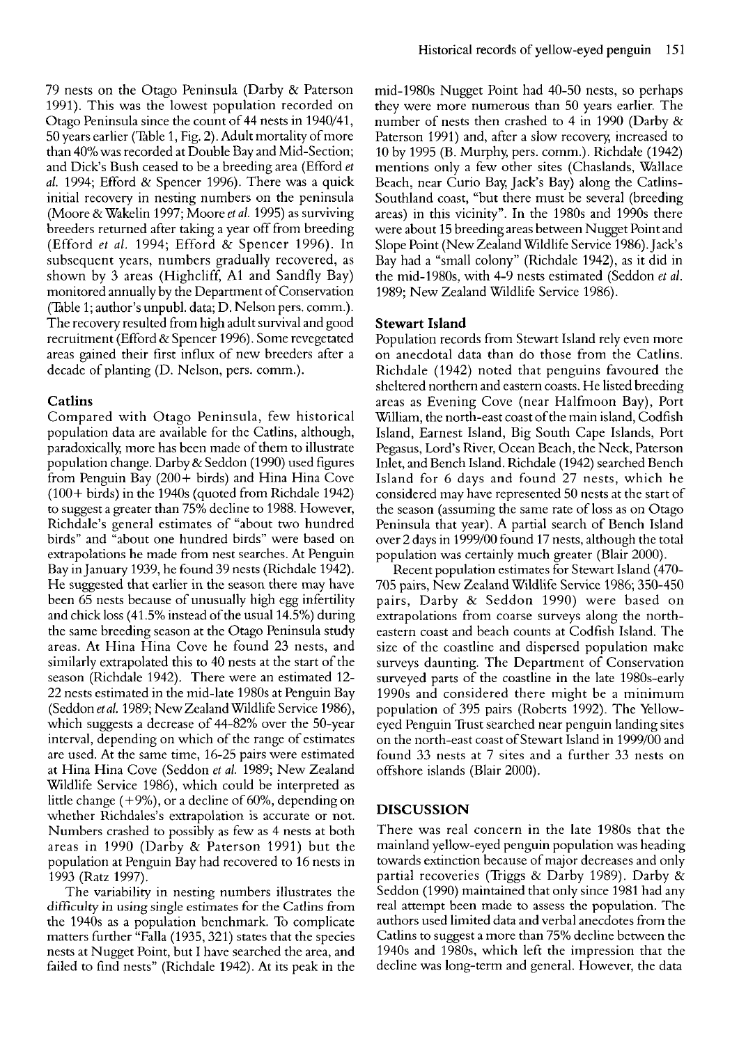79 nests on the Otago Peninsula (Darby & Paterson 1991). This was the lowest population recorded on Otago Peninsula since the count of 44 nests in 1940/41, 50 years earlier (Table 1, Fig. 2). Adult mortality of more than 40% was recorded at Double Bay and Mid-Section; and Dick's Bush ceased to be a breeding area (Efford *et al.* 1994; Efford & Spencer 1996). There was a quick initial recovery in nesting numbers on the peninsula (Moore & Wakelin 1997; Moore *et al.* 1995) as surviving breeders returned after taking a year off from breeding (Efford *et al.* 1994; Efford & Spencer 1996). In subsequent years, numbers gradually recovered, as shown by 3 areas (Highcliff, A1 and Sandfly Bay) monitored annually by the Department of Conservation (Table 1; author's unpubl. data; D. Nelson pers. comm.). The recovery resulted from high adult survival and good recruitment (Efford & Spencer 1996). Some revegetated areas gained their first influx of new breeders after a decade of planting (D. Nelson, pers. comm.).

### Catlins

Compared with Otago Peninsula, few historical population data are available for the Catlins, although, paradoxically, more has been made of them to illustrate population change. Darby & Seddon (1990) used figures from Penguin Bay (200+ birds) and Hina Hina Cove (100+ birds) in the 1940s (quoted from Richdale 1942) to suggest a greater than 75% decline to 1988. However, Richdale's general estimates of "about two hundred birds" and "about one hundred birds" were based on extrapolations he made from nest searches. At Penguin Bay in January 1939, he found 39 nests (Richdale 1942). He suggested that earlier in the season there may have been 65 nests because of unusually high egg infertility and chick loss (41.5% instead of the usual 14.5%) during the same breeding season at the Otago Peninsula study areas. At Hina Hina Cove he found 23 nests, and similarly extrapolated this to 40 nests at the start of the season (Richdale 1942). There were an estimated 12-22 nests estimated in the mid-late 1980s at Penguin Bay (Seddon *et al.* 1989; New Zealand Wildlife Service 1986), which suggests a decrease of 44-82% over the 50-year interval, depending on which of the range of estimates are used. At the same time, 16-25 pairs were estimated at Hina Hina Cove (Seddon *et al.* 1989; New Zealand Wildlife Service 1986), which could be interpreted as little change (+9%), or a decline of 60%, depending on whether Richdales's extrapolation is accurate or not. Numbers crashed to possibly as few as 4 nests at both areas in 1990 (Darby & Paterson 1991) but the population at Penguin Bay had recovered to 16 nests in 1993 (Ratz 1997).

The variability in nesting numbers illustrates the difficulty in using single estimates for the Catlins from the 1940s as a population benchmark. To complicate matters further "Falla (1935, 321) states that the species nests at Nugget Point, but I have searched the area, and failed to find nests" (Richdale 1942). At its peak in the mid-1980s Nugget Point had 40-50 nests, so perhaps they were more numerous than 50 years earlier. The number of nests then crashed to 4 in 1990 (Darby & Paterson 1991) and, after a slow recovery, increased to 10 by 1995 (B. Murphy, pers. comm.). Richdale (1942) mentions only a few other sites (Chaslands, Wallace Beach, near Curio Bay, Jack's Bay) along the Catlins-Southland coast, "but there must be several (breeding areas) in this vicinity". In the 1980s and 1990s there were about 15 breeding areas between Nugget Point and Slope Point (New Zealand Wildlife Service 1986). Jack's Bay had a "small colony" (Richdale 1942), as it did in the mid-1980s, with 4-9 nests estimated (Seddon *et al.* 1989; New Zealand Wildlife Service 1986).

### Stewart Island

Population records from Stewart Island rely even more on anecdotal data than do those from the Catlins. Richdale (1942) noted that penguins favoured the sheltered northern and eastern coasts. He listed breeding areas as Evening Cove (near Halfmoon Bay), Port William, the north-east coast of the main island, Codfish Island, Earnest Island, Big South Cape Islands, Port Pegasus, Lord's River, Ocean Beach, the Neck, Paterson Inlet, and Bench Island. Richdale (1942) searched Bench Island for 6 days and found 27 nests, which he considered may have represented 50 nests at the start of the season (assuming the same rate of loss as on Otago Peninsula that year). A partial search of Bench Island over 2 days in 1999/00 found 17 nests, although the total population was certainly much greater (Blair 2000).

Recent population estimates for Stewart Island (470-705 pairs, New Zealand Wildlife Service 1986; 350-450 pairs, Darby & Seddon 1990) were based on extrapolations from coarse surveys along the north-eastern coast and beach counts at Codfish Island. The size of the coastline and dispersed population make surveys daunting. The Department of Conservation surveyed parts of the coastline in the late 1980s-early 1990s and considered there might be a minimum population of 395 pairs (Roberts 1992). The Yellow-eyed Penguin Trust searched near penguin landing sites on the north-east coast of Stewart Island in 1999/00 and found 33 nests at 7 sites and a further 33 nests on offshore islands (Blair 2000).

## DISCUSSION

There was real concern in the late 1980s that the mainland yellow-eyed penguin population was heading towards extinction because of major decreases and only partial recoveries (Triggs & Darby 1989). Darby & Seddon (1990) maintained that only since 1981 had any real attempt been made to assess the population. The authors used limited data and verbal anecdotes from the Catlins to suggest a more than 75% decline between the 1940s and 1980s, which left the impression that the decline was long-term and general. However, the data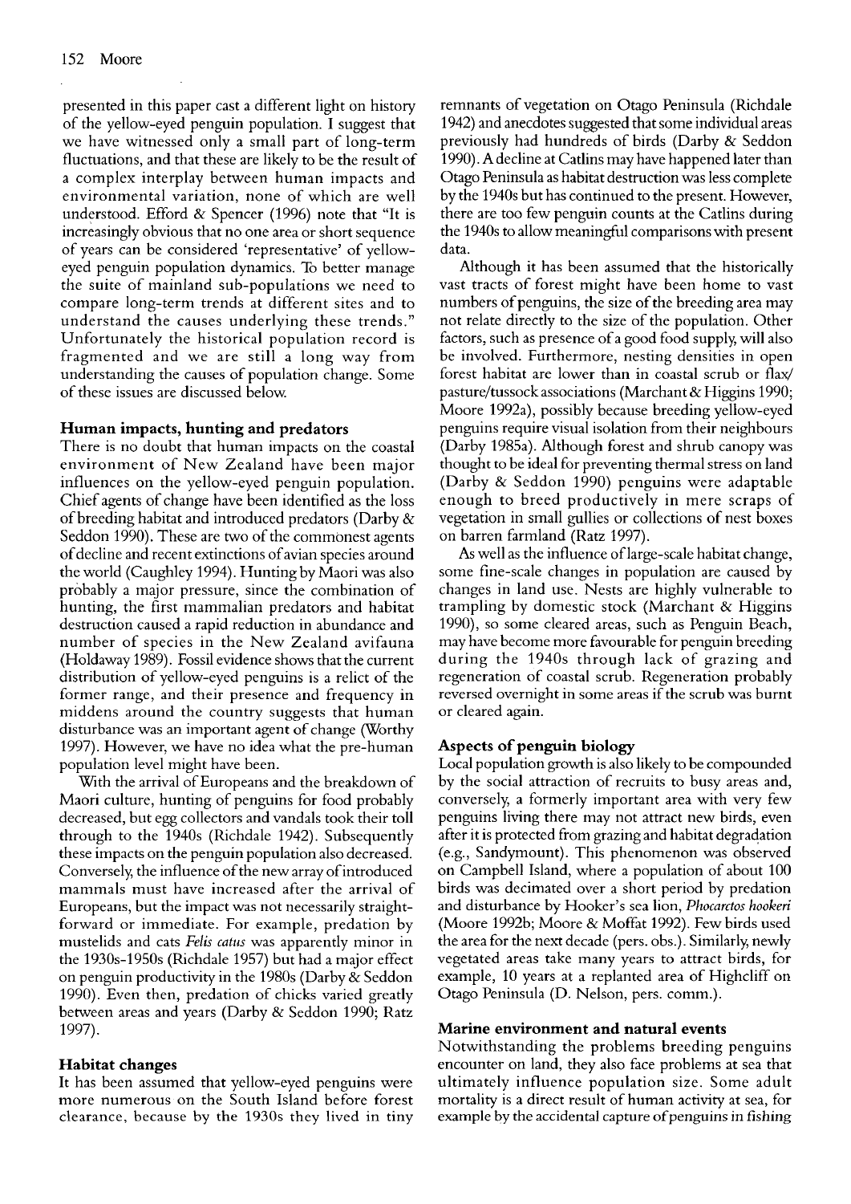presented in this paper cast a different light on history of the yellow-eyed penguin population. I suggest that we have witnessed only a small part of long-term fluctuations, and that these are likely to be the result of a complex interplay between human impacts and environmental variation, none of which are well understood. Efford & Spencer (1996) note that "It is increasingly obvious that no one area or short sequence of years can be considered 'representative' of yellow-eyed penguin population dynamics. To better manage the suite of mainland sub-populations we need to compare long-term trends at different sites and to understand the causes underlying these trends." Unfortunately the historical population record is fragmented and we are still a long way from understanding the causes of population change. Some of these issues are discussed below.

### Human impacts, hunting and predators

There is no doubt that human impacts on the coastal environment of New Zealand have been major influences on the yellow-eyed penguin population. Chief agents of change have been identified as the loss of breeding habitat and introduced predators (Darby & Seddon 1990). These are two of the commonest agents of decline and recent extinctions of avian species around the world (Caughley 1994). Hunting by Maori was also probably a major pressure, since the combination of hunting, the first mammalian predators and habitat destruction caused a rapid reduction in abundance and number of species in the New Zealand avifauna (Holdaway 1989). Fossil evidence shows that the current distribution of yellow-eyed penguins is a relict of the former range, and their presence and frequency in middens around the country suggests that human disturbance was an important agent of change (Worthy 1997). However, we have no idea what the pre-human population level might have been.

With the arrival of Europeans and the breakdown of Maori culture, hunting of penguins for food probably decreased, but egg collectors and vandals took their toll through to the 1940s (Richdale 1942). Subsequently these impacts on the penguin population also decreased. Conversely, the influence of the new array of introduced mammals must have increased after the arrival of Europeans, but the impact was not necessarily straight-forward or immediate. For example, predation by mustelids and cats *Felis catus* was apparently minor in the 1930s-1950s (Richdale 1957) but had a major effect on penguin productivity in the 1980s (Darby & Seddon 1990). Even then, predation of chicks varied greatly between areas and years (Darby & Seddon 1990; Ratz 1997).

### Habitat changes

It has been assumed that yellow-eyed penguins were more numerous on the South Island before forest clearance, because by the 1930s they lived in tiny remnants of vegetation on Otago Peninsula (Richdale 1942) and anecdotes suggested that some individual areas previously had hundreds of birds (Darby & Seddon 1990). A decline at Catlins may have happened later than Otago Peninsula as habitat destruction was less complete by the 1940s but has continued to the present. However, there are too few penguin counts at the Catlins during the 1940s to allow meaningful comparisons with present data.

Although it has been assumed that the historically vast tracts of forest might have been home to vast numbers of penguins, the size of the breeding area may not relate directly to the size of the population. Other factors, such as presence of a good food supply, will also be involved. Furthermore, nesting densities in open forest habitat are lower than in coastal scrub or flax/pasture/tussock associations (Marchant & Higgins 1990; Moore 1992a), possibly because breeding yellow-eyed penguins require visual isolation from their neighbours (Darby 1985a). Although forest and shrub canopy was thought to be ideal for preventing thermal stress on land (Darby & Seddon 1990) penguins were adaptable enough to breed productively in mere scraps of vegetation in small gullies or collections of nest boxes on barren farmland (Ratz 1997).

As well as the influence of large-scale habitat change, some fine-scale changes in population are caused by changes in land use. Nests are highly vulnerable to trampling by domestic stock (Marchant & Higgins 1990), so some cleared areas, such as Penguin Beach, may have become more favourable for penguin breeding during the 1940s through lack of grazing and regeneration of coastal scrub. Regeneration probably reversed overnight in some areas if the scrub was burnt or cleared again.

### Aspects of penguin biology

Local population growth is also likely to be compounded by the social attraction of recruits to busy areas and, conversely, a formerly important area with very few penguins living there may not attract new birds, even after it is protected from grazing and habitat degradation (e.g., Sandymount). This phenomenon was observed on Campbell Island, where a population of about 100 birds was decimated over a short period by predation and disturbance by Hooker's sea lion, *Phocarctos hookeri* (Moore 1992b; Moore & Moffat 1992). Few birds used the area for the next decade (pers. obs.). Similarly, newly vegetated areas take many years to attract birds, for example, 10 years at a replanted area of Highcliff on Otago Peninsula (D. Nelson, pers. comm.).

### Marine environment and natural events

Notwithstanding the problems breeding penguins encounter on land, they also face problems at sea that ultimately influence population size. Some adult mortality is a direct result of human activity at sea, for example by the accidental capture of penguins in fishing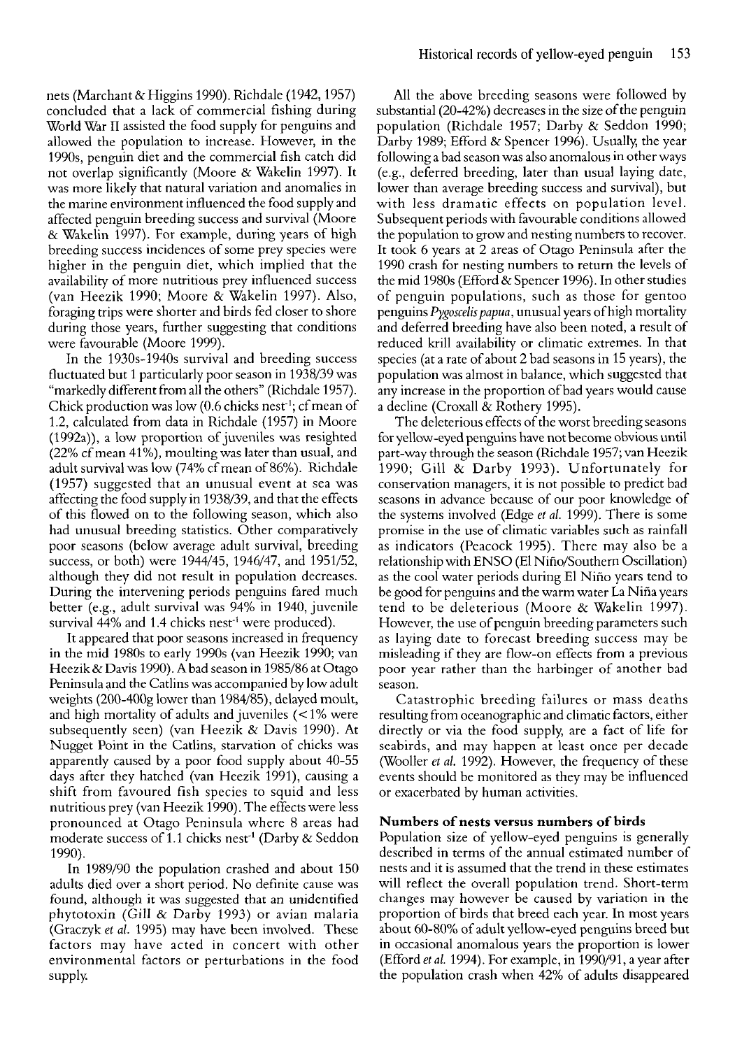nets (Marchant & Higgins 1990). Richdale (1942, 1957) concluded that a lack of commercial fishing during World War II assisted the food supply for penguins and allowed the population to increase. However, in the 1990s, penguin diet and the commercial fish catch did not overlap significantly (Moore & Wakelin 1997). It was more likely that natural variation and anomalies in the marine environment influenced the food supply and affected penguin breeding success and survival (Moore & Wakelin 1997). For example, during years of high breeding success incidences of some prey species were higher in the penguin diet, which implied that the availability of more nutritious prey influenced success (van Heezik 1990; Moore & Wakelin 1997). Also, foraging trips were shorter and birds fed closer to shore during those years, further suggesting that conditions were favourable (Moore 1999).

In the 1930s-1940s survival and breeding success fluctuated but 1 particularly poor season in 1938/39 was "markedly different from all the others" (Richdale 1957). Chick production was low (0.6 chicks nest$^{-1}$; cf mean of 1.2, calculated from data in Richdale (1957) in Moore (1992a)), a low proportion of juveniles was resighted (22% cf mean 41%), moulting was later than usual, and adult survival was low (74% cf mean of 86%). Richdale (1957) suggested that an unusual event at sea was affecting the food supply in 1938/39, and that the effects of this flowed on to the following season, which also had unusual breeding statistics. Other comparatively poor seasons (below average adult survival, breeding success, or both) were 1944/45, 1946/47, and 1951/52, although they did not result in population decreases. During the intervening periods penguins fared much better (e.g., adult survival was 94% in 1940, juvenile survival 44% and 1.4 chicks nest$^{-1}$ were produced).

It appeared that poor seasons increased in frequency in the mid 1980s to early 1990s (van Heezik 1990; van Heezik & Davis 1990). A bad season in 1985/86 at Otago Peninsula and the Catlins was accompanied by low adult weights (200-400g lower than 1984/85), delayed moult, and high mortality of adults and juveniles (<1% were subsequently seen) (van Heezik & Davis 1990). At Nugget Point in the Catlins, starvation of chicks was apparently caused by a poor food supply about 40-55 days after they hatched (van Heezik 1991), causing a shift from favoured fish species to squid and less nutritious prey (van Heezik 1990). The effects were less pronounced at Otago Peninsula where 8 areas had moderate success of 1.1 chicks nest$^{-1}$ (Darby & Seddon 1990).

In 1989/90 the population crashed and about 150 adults died over a short period. No definite cause was found, although it was suggested that an unidentified phytotoxin (Gill & Darby 1993) or avian malaria (Graczyk *et al.* 1995) may have been involved. These factors may have acted in concert with other environmental factors or perturbations in the food supply.

All the above breeding seasons were followed by substantial (20-42%) decreases in the size of the penguin population (Richdale 1957; Darby & Seddon 1990; Darby 1989; Efford & Spencer 1996). Usually, the year following a bad season was also anomalous in other ways (e.g., deferred breeding, later than usual laying date, lower than average breeding success and survival), but with less dramatic effects on population level. Subsequent periods with favourable conditions allowed the population to grow and nesting numbers to recover. It took 6 years at 2 areas of Otago Peninsula after the 1990 crash for nesting numbers to return the levels of the mid 1980s (Efford & Spencer 1996). In other studies of penguin populations, such as those for gentoo penguins *Pygoscelis papua*, unusual years of high mortality and deferred breeding have also been noted, a result of reduced krill availability or climatic extremes. In that species (at a rate of about 2 bad seasons in 15 years), the population was almost in balance, which suggested that any increase in the proportion of bad years would cause a decline (Croxall & Rothery 1995).

The deleterious effects of the worst breeding seasons for yellow-eyed penguins have not become obvious until part-way through the season (Richdale 1957; van Heezik 1990; Gill & Darby 1993). Unfortunately for conservation managers, it is not possible to predict bad seasons in advance because of our poor knowledge of the systems involved (Edge *et al.* 1999). There is some promise in the use of climatic variables such as rainfall as indicators (Peacock 1995). There may also be a relationship with ENSO (El Niño/Southern Oscillation) as the cool water periods during El Niño years tend to be good for penguins and the warm water La Niña years tend to be deleterious (Moore & Wakelin 1997). However, the use of penguin breeding parameters such as laying date to forecast breeding success may be misleading if they are flow-on effects from a previous poor year rather than the harbinger of another bad season.

Catastrophic breeding failures or mass deaths resulting from oceanographic and climatic factors, either directly or via the food supply, are a fact of life for seabirds, and may happen at least once per decade (Wooller *et al.* 1992). However, the frequency of these events should be monitored as they may be influenced or exacerbated by human activities.

## Numbers of nests versus numbers of birds

Population size of yellow-eyed penguins is generally described in terms of the annual estimated number of nests and it is assumed that the trend in these estimates will reflect the overall population trend. Short-term changes may however be caused by variation in the proportion of birds that breed each year. In most years about 60-80% of adult yellow-eyed penguins breed but in occasional anomalous years the proportion is lower (Efford *et al.* 1994). For example, in 1990/91, a year after the population crash when 42% of adults disappeared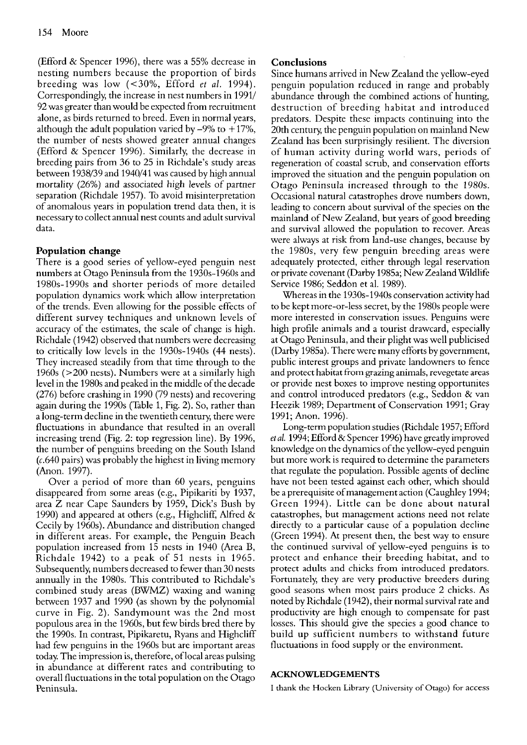(Efford & Spencer 1996), there was a 55% decrease in nesting numbers because the proportion of birds breeding was low (<30%, Efford *et al.* 1994). Correspondingly, the increase in nest numbers in 1991/92 was greater than would be expected from recruitment alone, as birds returned to breed. Even in normal years, although the adult population varied by –9% to +17%, the number of nests showed greater annual changes (Efford & Spencer 1996). Similarly, the decrease in breeding pairs from 36 to 25 in Richdale's study areas between 1938/39 and 1940/41 was caused by high annual mortality (26%) and associated high levels of partner separation (Richdale 1957). To avoid misinterpretation of anomalous years in population trend data then, it is necessary to collect annual nest counts and adult survival data.

### Population change

There is a good series of yellow-eyed penguin nest numbers at Otago Peninsula from the 1930s-1960s and 1980s-1990s and shorter periods of more detailed population dynamics work which allow interpretation of the trends. Even allowing for the possible effects of different survey techniques and unknown levels of accuracy of the estimates, the scale of change is high. Richdale (1942) observed that numbers were decreasing to critically low levels in the 1930s-1940s (44 nests). They increased steadily from that time through to the 1960s (>200 nests). Numbers were at a similarly high level in the 1980s and peaked in the middle of the decade (276) before crashing in 1990 (79 nests) and recovering again during the 1990s (Table 1, Fig. 2). So, rather than a long-term decline in the twentieth century, there were fluctuations in abundance that resulted in an overall increasing trend (Fig. 2: top regression line). By 1996, the number of penguins breeding on the South Island (*c.*640 pairs) was probably the highest in living memory (Anon. 1997).

Over a period of more than 60 years, penguins disappeared from some areas (e.g., Pipikariti by 1937, area Z near Cape Saunders by 1959, Dick's Bush by 1990) and appeared at others (e.g., Highcliff, Alfred & Cecily by 1960s). Abundance and distribution changed in different areas. For example, the Penguin Beach population increased from 15 nests in 1940 (Area B, Richdale 1942) to a peak of 51 nests in 1965. Subsequently, numbers decreased to fewer than 30 nests annually in the 1980s. This contributed to Richdale's combined study areas (BWMZ) waxing and waning between 1937 and 1990 (as shown by the polynomial curve in Fig. 2). Sandymount was the 2nd most populous area in the 1960s, but few birds bred there by the 1990s. In contrast, Pipikaretu, Ryans and Highcliff had few penguins in the 1960s but are important areas today. The impression is, therefore, of local areas pulsing in abundance at different rates and contributing to overall fluctuations in the total population on the Otago Peninsula.

### Conclusions

Since humans arrived in New Zealand the yellow-eyed penguin population reduced in range and probably abundance through the combined actions of hunting, destruction of breeding habitat and introduced predators. Despite these impacts continuing into the 20th century, the penguin population on mainland New Zealand has been surprisingly resilient. The diversion of human activity during world wars, periods of regeneration of coastal scrub, and conservation efforts improved the situation and the penguin population on Otago Peninsula increased through to the 1980s. Occasional natural catastrophes drove numbers down, leading to concern about survival of the species on the mainland of New Zealand, but years of good breeding and survival allowed the population to recover. Areas were always at risk from land-use changes, because by the 1980s, very few penguin breeding areas were adequately protected, either through legal reservation or private covenant (Darby 1985a; New Zealand Wildlife Service 1986; Seddon et al. 1989).

Whereas in the 1930s-1940s conservation activity had to be kept more-or-less secret, by the 1980s people were more interested in conservation issues. Penguins were high profile animals and a tourist drawcard, especially at Otago Peninsula, and their plight was well publicised (Darby 1985a). There were many efforts by government, public interest groups and private landowners to fence and protect habitat from grazing animals, revegetate areas or provide nest boxes to improve nesting opportunites and control introduced predators (e.g., Seddon & van Heezik 1989; Department of Conservation 1991; Gray 1991; Anon. 1996).

Long-term population studies (Richdale 1957; Efford *et al.* 1994; Efford & Spencer 1996) have greatly improved knowledge on the dynamics of the yellow-eyed penguin but more work is required to determine the parameters that regulate the population. Possible agents of decline have not been tested against each other, which should be a prerequisite of management action (Caughley 1994; Green 1994). Little can be done about natural catastrophes, but management actions need not relate directly to a particular cause of a population decline (Green 1994). At present then, the best way to ensure the continued survival of yellow-eyed penguins is to protect and enhance their breeding habitat, and to protect adults and chicks from introduced predators. Fortunately, they are very productive breeders during good seasons when most pairs produce 2 chicks. As noted by Richdale (1942), their normal survival rate and productivity are high enough to compensate for past losses. This should give the species a good chance to build up sufficient numbers to withstand future fluctuations in food supply or the environment.

## ACKNOWLEDGEMENTS

I thank the Hocken Library (University of Otago) for access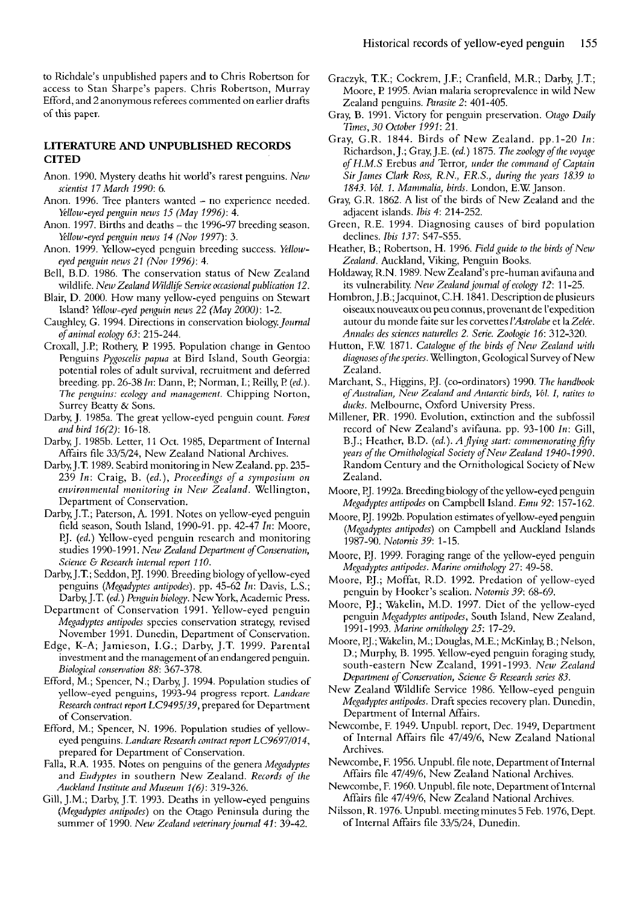to Richdale's unpublished papers and to Chris Robertson for access to Stan Sharpe's papers. Chris Robertson, Murray Efford, and 2 anonymous referees commented on earlier drafts of this paper.

## LITERATURE AND UNPUBLISHED RECORDS CITED

Anon. 1990. Mystery deaths hit world's rarest penguins. *New scientist 17 March 1990*: 6.

Anon. 1996. Tree planters wanted – no experience needed. *Yellow-eyed penguin news 15 (May 1996)*: 4.

Anon. 1997. Births and deaths – the 1996-97 breeding season. *Yellow-eyed penguin news 14 (Nov 1997)*: 3.

Anon. 1999. Yellow-eyed penguin breeding success. *Yellow-eyed penguin news 21 (Nov 1996)*: 4.

Bell, B.D. 1986. The conservation status of New Zealand wildlife. *New Zealand Wildlife Service occasional publication 12*.

Blair, D. 2000. How many yellow-eyed penguins on Stewart Island? *Yellow-eyed penguin news 22 (May 2000)*: 1-2.

Caughley, G. 1994. Directions in conservation biology. *Journal of animal ecology 63*: 215-244.

Croxall, J.P.; Rothery, P. 1995. Population change in Gentoo Penguins *Pygoscelis papua* at Bird Island, South Georgia: potential roles of adult survival, recruitment and deferred breeding. pp. 26-38 *In*: Dann, P.; Norman, I.; Reilly, P. *(ed.)*. *The penguins: ecology and management*. Chipping Norton, Surrey Beatty & Sons.

Darby, J. 1985a. The great yellow-eyed penguin count. *Forest and bird 16(2)*: 16-18.

Darby, J. 1985b. Letter, 11 Oct. 1985, Department of Internal Affairs file 33/5/24, New Zealand National Archives.

Darby, J.T. 1989. Seabird monitoring in New Zealand. pp. 235-239 *In*: Craig, B. *(ed.)*, *Proceedings of a symposium on environmental monitoring in New Zealand*. Wellington, Department of Conservation.

Darby, J.T.; Paterson, A. 1991. Notes on yellow-eyed penguin field season, South Island, 1990-91. pp. 42-47 *In*: Moore, P.J. *(ed.)* Yellow-eyed penguin research and monitoring studies 1990-1991. *New Zealand Department of Conservation, Science & Research internal report 110*.

Darby, J.T.; Seddon, P.J. 1990. Breeding biology of yellow-eyed penguins (*Megadyptes antipodes*). pp. 45-62 *In*: Davis, L.S.; Darby, J.T. *(ed.)* *Penguin biology*. New York, Academic Press.

Department of Conservation 1991. Yellow-eyed penguin *Megadyptes antipodes* species conservation strategy, revised November 1991. Dunedin, Department of Conservation.

Edge, K-A; Jamieson, I.G.; Darby, J.T. 1999. Parental investment and the management of an endangered penguin. *Biological conservation 88*: 367-378.

Efford, M.; Spencer, N.; Darby, J. 1994. Population studies of yellow-eyed penguins, 1993-94 progress report. *Landcare Research contract report LC9495/39*, prepared for Department of Conservation.

Efford, M.; Spencer, N. 1996. Population studies of yellow-eyed penguins. *Landcare Research contract report LC9697/014*, prepared for Department of Conservation.

Falla, R.A. 1935. Notes on penguins of the genera *Megadyptes* and *Eudyptes* in southern New Zealand. *Records of the Auckland Institute and Museum 1(6)*: 319-326.

Gill, J.M.; Darby, J.T. 1993. Deaths in yellow-eyed penguins (*Megadyptes antipodes*) on the Otago Peninsula during the summer of 1990. *New Zealand veterinary journal 41*: 39-42.

Graczyk, T.K.; Cockrem, J.F.; Cranfield, M.R.; Darby, J.T.; Moore, P. 1995. Avian malaria seroprevalence in wild New Zealand penguins. *Parasite 2*: 401-405.

Gray, B. 1991. Victory for penguin preservation. *Otago Daily Times, 30 October 1991*: 21.

Gray, G.R. 1844. Birds of New Zealand. pp.1-20 *In*: Richardson, J.; Gray, J.E. *(ed.)* 1875. *The zoology of the voyage of H.M.S* Erebus *and* Terror*, under the command of Captain Sir James Clark Ross, R.N., F.R.S., during the years 1839 to 1843. Vol. 1. Mammalia, birds*. London, E.W. Janson.

Gray, G.R. 1862. A list of the birds of New Zealand and the adjacent islands. *Ibis 4*: 214-252.

Green, R.E. 1994. Diagnosing causes of bird population declines. *Ibis 137*: S47-S55.

Heather, B.; Robertson, H. 1996. *Field guide to the birds of New Zealand*. Auckland, Viking, Penguin Books.

Holdaway, R.N. 1989. New Zealand's pre-human avifauna and its vulnerability. *New Zealand journal of ecology 12*: 11-25.

Hombron, J.B.; Jacquinot, C.H. 1841. Description de plusieurs oiseaux nouveaux ou peu connus, provenant de l'expedition autour du monde faite sur les corvettes *l'Astrolabe* et la *Zelée*. *Annales des sciences naturelles 2. Serie. Zoologie 16*: 312-320.

Hutton, F.W. 1871. *Catalogue of the birds of New Zealand with diagnoses of the species*. Wellington, Geological Survey of New Zealand.

Marchant, S., Higgins, P.J. (co-ordinators) 1990. *The handbook of Australian, New Zealand and Antarctic birds, Vol. I, ratites to ducks*. Melbourne, Oxford University Press.

Millener, P.R. 1990. Evolution, extinction and the subfossil record of New Zealand's avifauna. pp. 93-100 *In*: Gill, B.J.; Heather, B.D. *(ed.)*. *A flying start: commemorating fifty years of the Ornithological Society of New Zealand 1940-1990*. Random Century and the Ornithological Society of New Zealand.

Moore, P.J. 1992a. Breeding biology of the yellow-eyed penguin *Megadyptes antipodes* on Campbell Island. *Emu 92*: 157-162.

Moore, P.J. 1992b. Population estimates of yellow-eyed penguin (*Megadyptes antipodes*) on Campbell and Auckland Islands 1987-90. *Notornis 39*: 1-15.

Moore, P.J. 1999. Foraging range of the yellow-eyed penguin *Megadyptes antipodes*. *Marine ornithology 27*: 49-58.

Moore, P.J.; Moffat, R.D. 1992. Predation of yellow-eyed penguin by Hooker's sealion. *Notornis 39*: 68-69.

Moore, P.J.; Wakelin, M.D. 1997. Diet of the yellow-eyed penguin *Megadyptes antipodes*, South Island, New Zealand, 1991-1993. *Marine ornithology 25*: 17-29.

Moore, P.J.; Wakelin, M.; Douglas, M.E.; McKinlay, B.; Nelson, D.; Murphy, B. 1995. Yellow-eyed penguin foraging study, south-eastern New Zealand, 1991-1993. *New Zealand Department of Conservation, Science & Research series 83*.

New Zealand Wildlife Service 1986. Yellow-eyed penguin *Megadyptes antipodes*. Draft species recovery plan. Dunedin, Department of Internal Affairs.

Newcombe, F. 1949. Unpubl. report, Dec. 1949, Department of Internal Affairs file 47/49/6, New Zealand National Archives.

Newcombe, F. 1956. Unpubl. file note, Department of Internal Affairs file 47/49/6, New Zealand National Archives.

Newcombe, F. 1960. Unpubl. file note, Department of Internal Affairs file 47/49/6, New Zealand National Archives.

Nilsson, R. 1976. Unpubl. meeting minutes 5 Feb. 1976, Dept. of Internal Affairs file 33/5/24, Dunedin.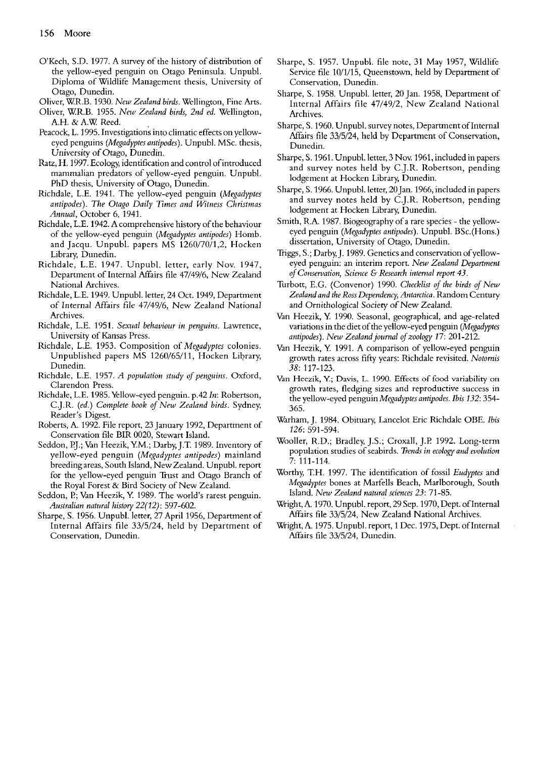O'Kech, S.D. 1977. A survey of the history of distribution of the yellow-eyed penguin on Otago Peninsula. Unpubl. Diploma of Wildlife Management thesis, University of Otago, Dunedin.

Oliver, W.R.B. 1930. *New Zealand birds*. Wellington, Fine Arts.

Oliver, W.R.B. 1955. *New Zealand birds, 2nd ed.* Wellington, A.H. & A.W. Reed.

Peacock, L. 1995. Investigations into climatic effects on yellow-eyed penguins (*Megadyptes antipodes*). Unpubl. MSc. thesis, University of Otago, Dunedin.

Ratz, H. 1997. Ecology, identification and control of introduced mammalian predators of yellow-eyed penguin. Unpubl. PhD thesis, University of Otago, Dunedin.

Richdale, L.E. 1941. The yellow-eyed penguin (*Megadyptes antipodes*). *The Otago Daily Times and Witness Christmas Annual*, October 6, 1941.

Richdale, L.E. 1942. A comprehensive history of the behaviour of the yellow-eyed penguin (*Megadyptes antipodes*) Homb. and Jacqu. Unpubl. papers MS 1260/70/1,2, Hocken Library, Dunedin.

Richdale, L.E. 1947. Unpubl. letter, early Nov. 1947, Department of Internal Affairs file 47/49/6, New Zealand National Archives.

Richdale, L.E. 1949. Unpubl. letter, 24 Oct. 1949, Department of Internal Affairs file 47/49/6, New Zealand National Archives.

Richdale, L.E. 1951. *Sexual behaviour in penguins*. Lawrence, University of Kansas Press.

Richdale, L.E. 1953. Composition of *Megadyptes* colonies. Unpublished papers MS 1260/65/11, Hocken Library, Dunedin.

Richdale, L.E. 1957. *A population study of penguins*. Oxford, Clarendon Press.

Richdale, L.E. 1985. Yellow-eyed penguin. p.42 *In*: Robertson, C.J.R. *(ed.) Complete book of New Zealand birds*. Sydney, Reader's Digest.

Roberts, A. 1992. File report, 23 January 1992, Department of Conservation file BIR 0020, Stewart Island.

Seddon, P.J.; Van Heezik, Y.M.; Darby, J.T. 1989. Inventory of yellow-eyed penguin (*Megadyptes antipodes*) mainland breeding areas, South Island, New Zealand. Unpubl. report for the yellow-eyed penguin Trust and Otago Branch of the Royal Forest & Bird Society of New Zealand.

Seddon, P.; Van Heezik, Y. 1989. The world's rarest penguin. *Australian natural history 22(12)*: 597-602.

Sharpe, S. 1956. Unpubl. letter, 27 April 1956, Department of Internal Affairs file 33/5/24, held by Department of Conservation, Dunedin.

Sharpe, S. 1957. Unpubl. file note, 31 May 1957, Wildlife Service file 10/1/15, Queenstown, held by Department of Conservation, Dunedin.

Sharpe, S. 1958. Unpubl. letter, 20 Jan. 1958, Department of Internal Affairs file 47/49/2, New Zealand National Archives.

Sharpe, S. 1960. Unpubl. survey notes, Department of Internal Affairs file 33/5/24, held by Department of Conservation, Dunedin.

Sharpe, S. 1961. Unpubl. letter, 3 Nov. 1961, included in papers and survey notes held by C.J.R. Robertson, pending lodgement at Hocken Library, Dunedin.

Sharpe, S. 1966. Unpubl. letter, 20 Jan. 1966, included in papers and survey notes held by C.J.R. Robertson, pending lodgement at Hocken Library, Dunedin.

Smith, R.A. 1987. Biogeography of a rare species - the yellow-eyed penguin (*Megadyptes antipodes*). Unpubl. BSc.(Hons.) dissertation, University of Otago, Dunedin.

Triggs, S.; Darby, J. 1989. Genetics and conservation of yellow-eyed penguin: an interim report. *New Zealand Department of Conservation, Science & Research internal report 43*.

Turbott, E.G. (Convenor) 1990. *Checklist of the birds of New Zealand and the Ross Dependency, Antarctica*. Random Century and Ornithological Society of New Zealand.

Van Heezik, Y. 1990. Seasonal, geographical, and age-related variations in the diet of the yellow-eyed penguin (*Megadyptes antipodes*). *New Zealand journal of zoology 17*: 201-212.

Van Heezik, Y. 1991. A comparison of yellow-eyed penguin growth rates across fifty years: Richdale revisited. *Notornis 38*: 117-123.

Van Heezik, Y.; Davis, L. 1990. Effects of food variability on growth rates, fledging sizes and reproductive success in the yellow-eyed penguin *Megadyptes antipodes*. *Ibis 132*: 354-365.

Warham, J. 1984. Obituary, Lancelot Eric Richdale OBE. *Ibis 126*: 591-594.

Wooller, R.D.; Bradley, J.S.; Croxall, J.P. 1992. Long-term population studies of seabirds. *Trends in ecology and evolution 7*: 111-114.

Worthy, T.H. 1997. The identification of fossil *Eudyptes* and *Megadyptes* bones at Marfells Beach, Marlborough, South Island. *New Zealand natural sciences 23*: 71-85.

Wright, A. 1970. Unpubl. report, 29 Sep. 1970, Dept. of Internal Affairs file 33/5/24, New Zealand National Archives.

Wright, A. 1975. Unpubl. report, 1 Dec. 1975, Dept. of Internal Affairs file 33/5/24, Dunedin.